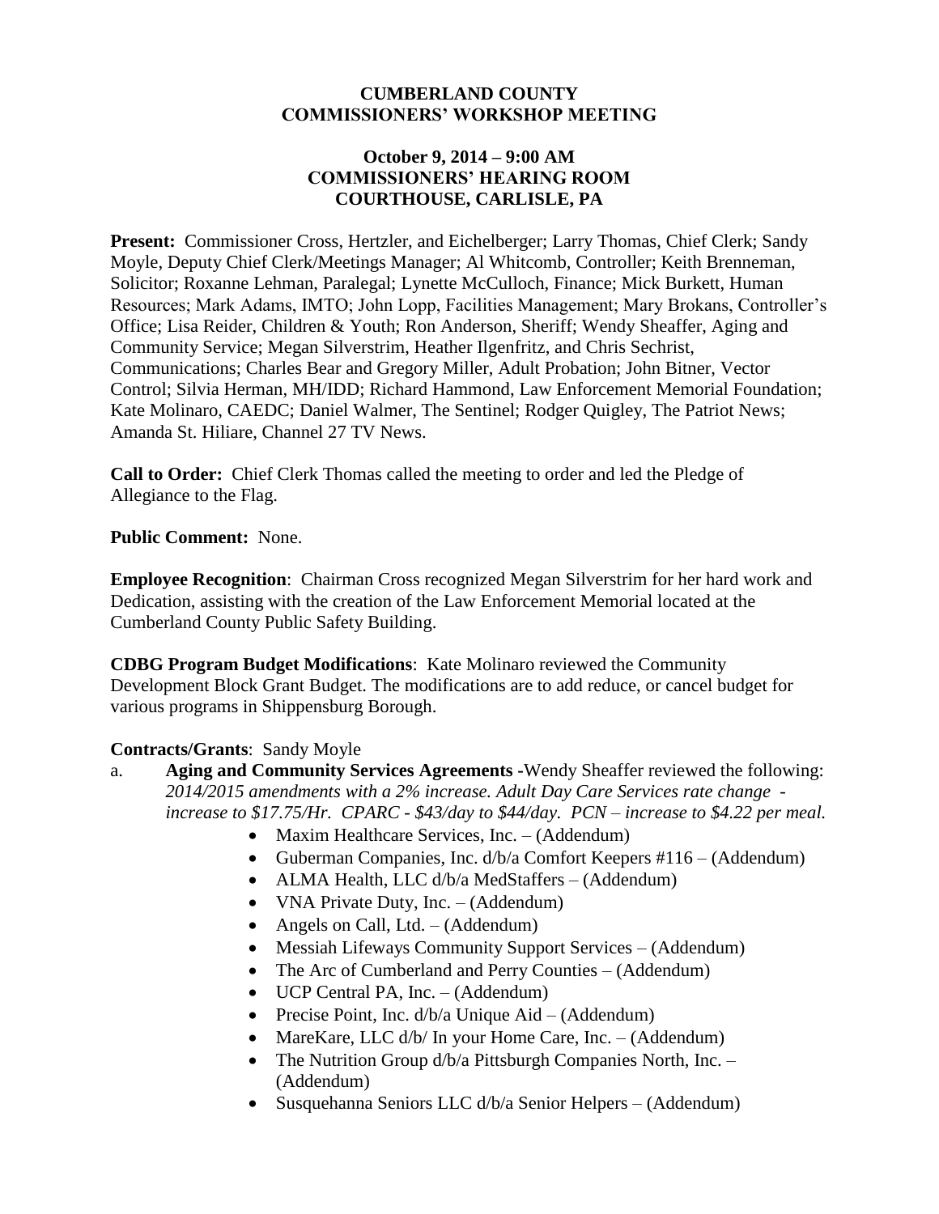**CUMBERLAND COUNTY**
**COMMISSIONERS' WORKSHOP MEETING**

**October 9, 2014 – 9:00 AM**
**COMMISSIONERS' HEARING ROOM**
**COURTHOUSE, CARLISLE, PA**

**Present:** Commissioner Cross, Hertzler, and Eichelberger; Larry Thomas, Chief Clerk; Sandy Moyle, Deputy Chief Clerk/Meetings Manager; Al Whitcomb, Controller; Keith Brenneman, Solicitor; Roxanne Lehman, Paralegal; Lynette McCulloch, Finance; Mick Burkett, Human Resources; Mark Adams, IMTO; John Lopp, Facilities Management; Mary Brokans, Controller's Office; Lisa Reider, Children & Youth; Ron Anderson, Sheriff; Wendy Sheaffer, Aging and Community Service; Megan Silverstrim, Heather Ilgenfritz, and Chris Sechrist, Communications; Charles Bear and Gregory Miller, Adult Probation; John Bitner, Vector Control; Silvia Herman, MH/IDD; Richard Hammond, Law Enforcement Memorial Foundation; Kate Molinaro, CAEDC; Daniel Walmer, The Sentinel; Rodger Quigley, The Patriot News; Amanda St. Hiliare, Channel 27 TV News.

**Call to Order:** Chief Clerk Thomas called the meeting to order and led the Pledge of Allegiance to the Flag.

**Public Comment:** None.

**Employee Recognition**: Chairman Cross recognized Megan Silverstrim for her hard work and Dedication, assisting with the creation of the Law Enforcement Memorial located at the Cumberland County Public Safety Building.

**CDBG Program Budget Modifications**: Kate Molinaro reviewed the Community Development Block Grant Budget. The modifications are to add reduce, or cancel budget for various programs in Shippensburg Borough.

**Contracts/Grants**: Sandy Moyle

a. **Aging and Community Services Agreements -**Wendy Sheaffer reviewed the following: *2014/2015 amendments with a 2% increase. Adult Day Care Services rate change - increase to $17.75/Hr. CPARC - $43/day to $44/day. PCN – increase to $4.22 per meal.*
   - Maxim Healthcare Services, Inc. – (Addendum)
   - Guberman Companies, Inc. d/b/a Comfort Keepers #116 – (Addendum)
   - ALMA Health, LLC d/b/a MedStaffers – (Addendum)
   - VNA Private Duty, Inc. – (Addendum)
   - Angels on Call, Ltd. – (Addendum)
   - Messiah Lifeways Community Support Services – (Addendum)
   - The Arc of Cumberland and Perry Counties – (Addendum)
   - UCP Central PA, Inc. – (Addendum)
   - Precise Point, Inc. d/b/a Unique Aid – (Addendum)
   - MareKare, LLC d/b/ In your Home Care, Inc. – (Addendum)
   - The Nutrition Group d/b/a Pittsburgh Companies North, Inc. – (Addendum)
   - Susquehanna Seniors LLC d/b/a Senior Helpers – (Addendum)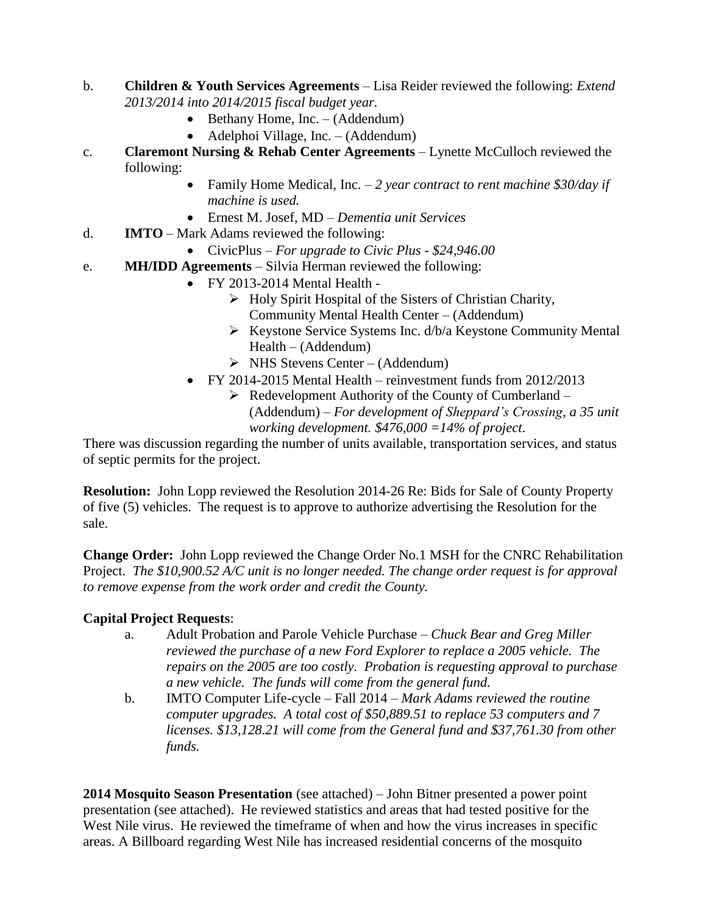b. **Children & Youth Services Agreements** – Lisa Reider reviewed the following: *Extend 2013/2014 into 2014/2015 fiscal budget year.*
   - Bethany Home, Inc. – (Addendum)
   - Adelphoi Village, Inc. – (Addendum)

c. **Claremont Nursing & Rehab Center Agreements** – Lynette McCulloch reviewed the following:
   - Family Home Medical, Inc. – *2 year contract to rent machine $30/day if machine is used.*
   - Ernest M. Josef, MD – *Dementia unit Services*

d. **IMTO** – Mark Adams reviewed the following:
   - CivicPlus – *For upgrade to Civic Plus - $24,946.00*

e. **MH/IDD Agreements** – Silvia Herman reviewed the following:
   - FY 2013-2014 Mental Health -
     - Holy Spirit Hospital of the Sisters of Christian Charity, Community Mental Health Center – (Addendum)
     - Keystone Service Systems Inc. d/b/a Keystone Community Mental Health – (Addendum)
     - NHS Stevens Center – (Addendum)
   - FY 2014-2015 Mental Health – reinvestment funds from 2012/2013
     - Redevelopment Authority of the County of Cumberland – (Addendum) – *For development of Sheppard's Crossing, a 35 unit working development. $476,000 =14% of project.*

There was discussion regarding the number of units available, transportation services, and status of septic permits for the project.

**Resolution:** John Lopp reviewed the Resolution 2014-26 Re: Bids for Sale of County Property of five (5) vehicles. The request is to approve to authorize advertising the Resolution for the sale.

**Change Order:** John Lopp reviewed the Change Order No.1 MSH for the CNRC Rehabilitation Project. *The $10,900.52 A/C unit is no longer needed. The change order request is for approval to remove expense from the work order and credit the County.*

**Capital Project Requests**:

a. Adult Probation and Parole Vehicle Purchase – *Chuck Bear and Greg Miller reviewed the purchase of a new Ford Explorer to replace a 2005 vehicle. The repairs on the 2005 are too costly. Probation is requesting approval to purchase a new vehicle. The funds will come from the general fund.*

b. IMTO Computer Life-cycle – Fall 2014 – *Mark Adams reviewed the routine computer upgrades. A total cost of $50,889.51 to replace 53 computers and 7 licenses. $13,128.21 will come from the General fund and $37,761.30 from other funds.*

**2014 Mosquito Season Presentation** (see attached) – John Bitner presented a power point presentation (see attached). He reviewed statistics and areas that had tested positive for the West Nile virus. He reviewed the timeframe of when and how the virus increases in specific areas. A Billboard regarding West Nile has increased residential concerns of the mosquito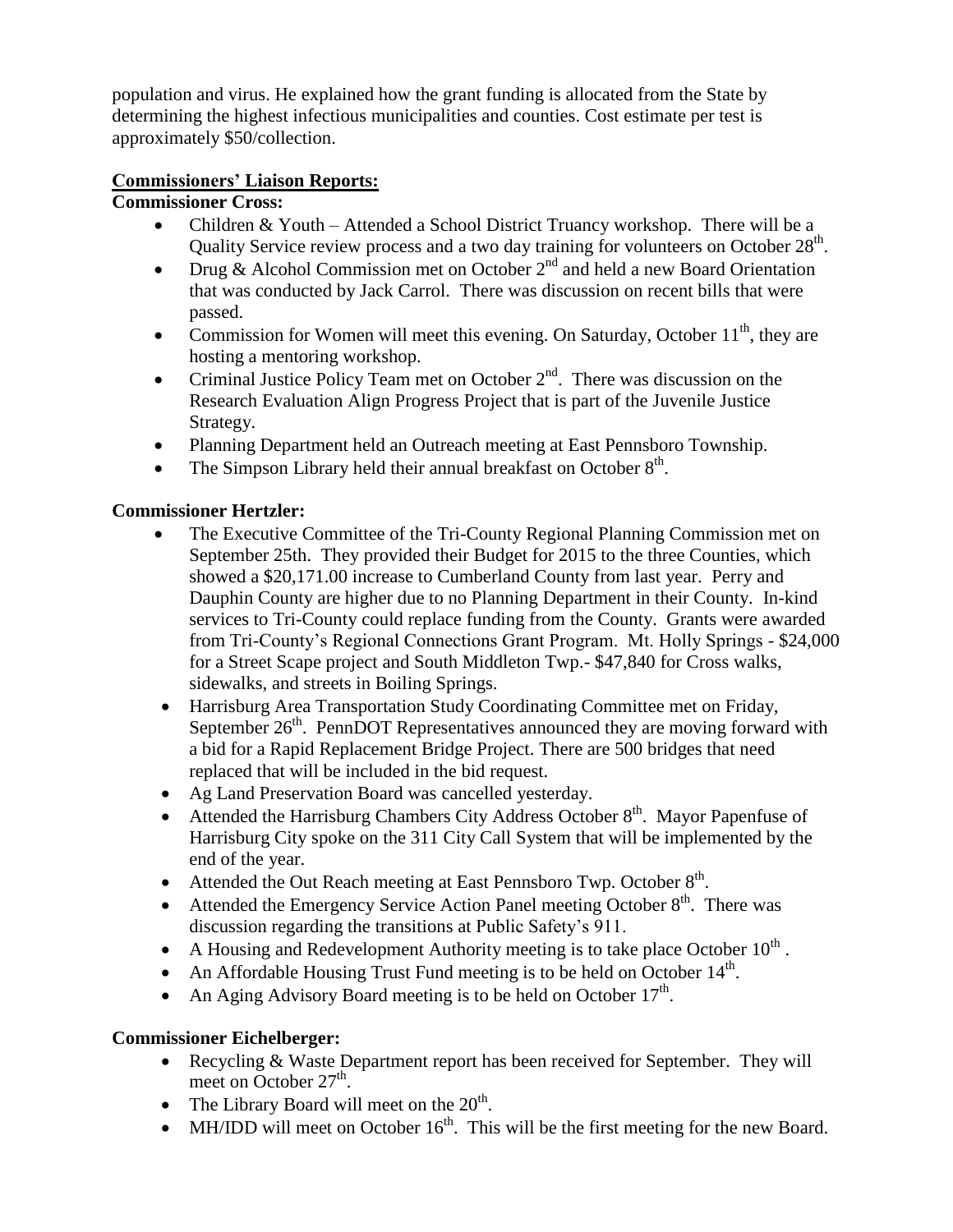population and virus. He explained how the grant funding is allocated from the State by determining the highest infectious municipalities and counties. Cost estimate per test is approximately $50/collection.

**Commissioners' Liaison Reports:**

**Commissioner Cross:**

- Children & Youth – Attended a School District Truancy workshop. There will be a Quality Service review process and a two day training for volunteers on October 28th.
- Drug & Alcohol Commission met on October 2nd and held a new Board Orientation that was conducted by Jack Carrol. There was discussion on recent bills that were passed.
- Commission for Women will meet this evening. On Saturday, October 11th, they are hosting a mentoring workshop.
- Criminal Justice Policy Team met on October 2nd. There was discussion on the Research Evaluation Align Progress Project that is part of the Juvenile Justice Strategy.
- Planning Department held an Outreach meeting at East Pennsboro Township.
- The Simpson Library held their annual breakfast on October 8th.

**Commissioner Hertzler:**

- The Executive Committee of the Tri-County Regional Planning Commission met on September 25th. They provided their Budget for 2015 to the three Counties, which showed a $20,171.00 increase to Cumberland County from last year. Perry and Dauphin County are higher due to no Planning Department in their County. In-kind services to Tri-County could replace funding from the County. Grants were awarded from Tri-County's Regional Connections Grant Program. Mt. Holly Springs - $24,000 for a Street Scape project and South Middleton Twp.- $47,840 for Cross walks, sidewalks, and streets in Boiling Springs.
- Harrisburg Area Transportation Study Coordinating Committee met on Friday, September 26th. PennDOT Representatives announced they are moving forward with a bid for a Rapid Replacement Bridge Project. There are 500 bridges that need replaced that will be included in the bid request.
- Ag Land Preservation Board was cancelled yesterday.
- Attended the Harrisburg Chambers City Address October 8th. Mayor Papenfuse of Harrisburg City spoke on the 311 City Call System that will be implemented by the end of the year.
- Attended the Out Reach meeting at East Pennsboro Twp. October 8th.
- Attended the Emergency Service Action Panel meeting October 8th. There was discussion regarding the transitions at Public Safety's 911.
- A Housing and Redevelopment Authority meeting is to take place October 10th.
- An Affordable Housing Trust Fund meeting is to be held on October 14th.
- An Aging Advisory Board meeting is to be held on October 17th.

**Commissioner Eichelberger:**

- Recycling & Waste Department report has been received for September. They will meet on October 27th.
- The Library Board will meet on the 20th.
- MH/IDD will meet on October 16th. This will be the first meeting for the new Board.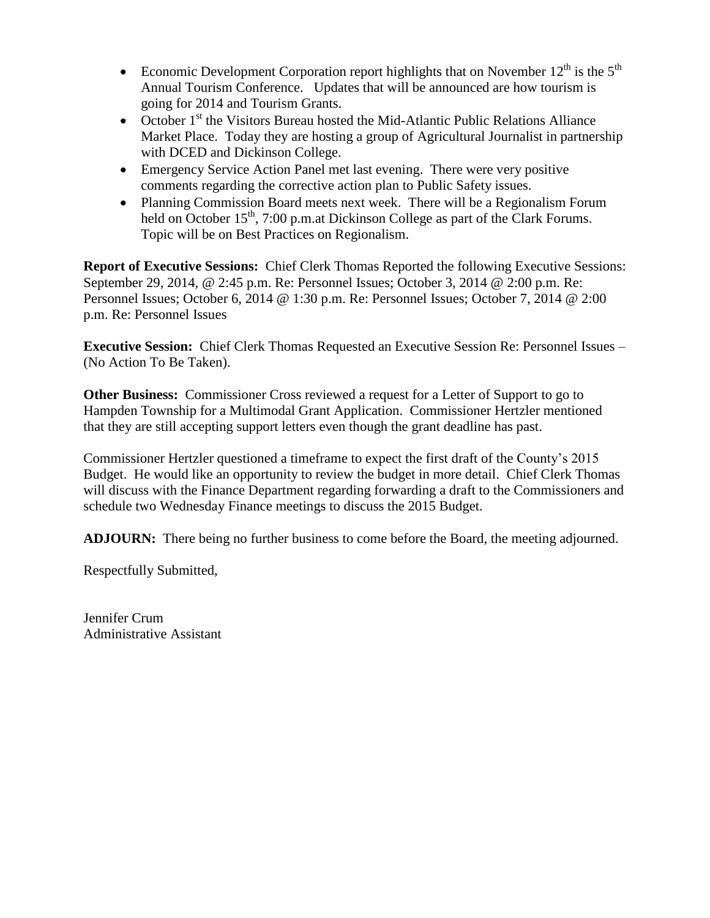- Economic Development Corporation report highlights that on November 12th is the 5th Annual Tourism Conference. Updates that will be announced are how tourism is going for 2014 and Tourism Grants.
- October 1st the Visitors Bureau hosted the Mid-Atlantic Public Relations Alliance Market Place. Today they are hosting a group of Agricultural Journalist in partnership with DCED and Dickinson College.
- Emergency Service Action Panel met last evening. There were very positive comments regarding the corrective action plan to Public Safety issues.
- Planning Commission Board meets next week. There will be a Regionalism Forum held on October 15th, 7:00 p.m.at Dickinson College as part of the Clark Forums. Topic will be on Best Practices on Regionalism.

**Report of Executive Sessions:** Chief Clerk Thomas Reported the following Executive Sessions: September 29, 2014, @ 2:45 p.m. Re: Personnel Issues; October 3, 2014 @ 2:00 p.m. Re: Personnel Issues; October 6, 2014 @ 1:30 p.m. Re: Personnel Issues; October 7, 2014 @ 2:00 p.m. Re: Personnel Issues

**Executive Session:** Chief Clerk Thomas Requested an Executive Session Re: Personnel Issues – (No Action To Be Taken).

**Other Business:** Commissioner Cross reviewed a request for a Letter of Support to go to Hampden Township for a Multimodal Grant Application. Commissioner Hertzler mentioned that they are still accepting support letters even though the grant deadline has past.

Commissioner Hertzler questioned a timeframe to expect the first draft of the County's 2015 Budget. He would like an opportunity to review the budget in more detail. Chief Clerk Thomas will discuss with the Finance Department regarding forwarding a draft to the Commissioners and schedule two Wednesday Finance meetings to discuss the 2015 Budget.

**ADJOURN:** There being no further business to come before the Board, the meeting adjourned.

Respectfully Submitted,

Jennifer Crum
Administrative Assistant